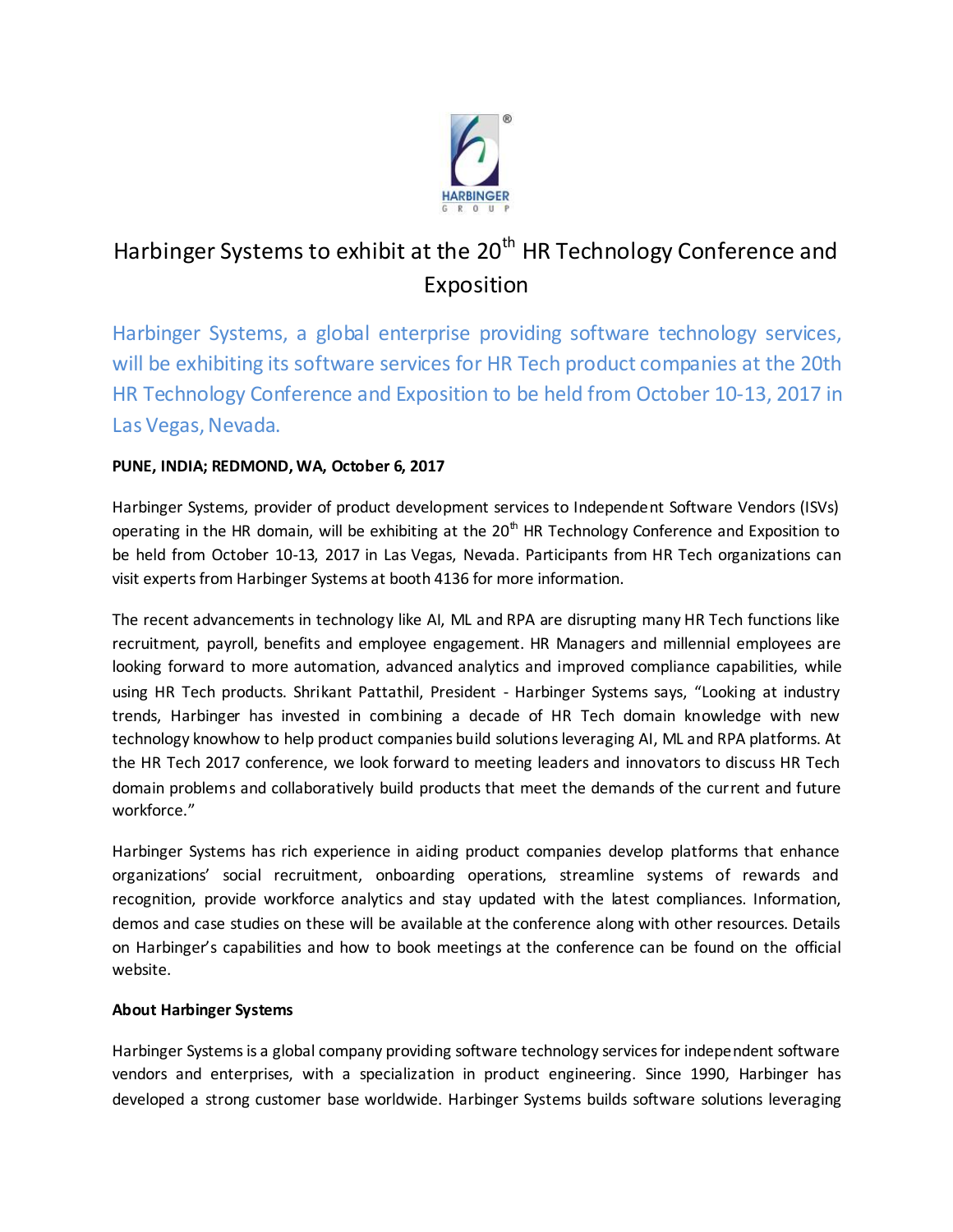# Harbinger Systems to exhibit at the 20th HR Technology Conference and Exposition

Harbinger Systems, a global enterprise providing software technology services, will be exhibiting its software services for HR Tech product companies at the 20th HR Technology Conference and Exposition to be held from October 10-13, 2017 in Las Vegas, Nevada.

**PUNE, INDIA; REDMOND, WA, October 6, 2017**

Harbinger Systems, provider of product development services to Independent Software Vendors (ISVs) operating in the HR domain, will be exhibiting at the 20th HR Technology Conference and Exposition to be held from October 10-13, 2017 in Las Vegas, Nevada. Participants from HR Tech organizations can visit experts from Harbinger Systems at booth 4136 for more information.

The recent advancements in technology like AI, ML and RPA are disrupting many HR Tech functions like recruitment, payroll, benefits and employee engagement. HR Managers and millennial employees are looking forward to more automation, advanced analytics and improved compliance capabilities, while using HR Tech products. Shrikant Pattathil, President - Harbinger Systems says, "Looking at industry trends, Harbinger has invested in combining a decade of HR Tech domain knowledge with new technology knowhow to help product companies build solutions leveraging AI, ML and RPA platforms. At the HR Tech 2017 conference, we look forward to meeting leaders and innovators to discuss HR Tech domain problems and collaboratively build products that meet the demands of the current and future workforce."

Harbinger Systems has rich experience in aiding product companies develop platforms that enhance organizations' social recruitment, onboarding operations, streamline systems of rewards and recognition, provide workforce analytics and stay updated with the latest compliances. Information, demos and case studies on these will be available at the conference along with other resources. Details on Harbinger's capabilities and how to book meetings at the conference can be found on the official website.

**About Harbinger Systems**

Harbinger Systems is a global company providing software technology services for independent software vendors and enterprises, with a specialization in product engineering. Since 1990, Harbinger has developed a strong customer base worldwide. Harbinger Systems builds software solutions leveraging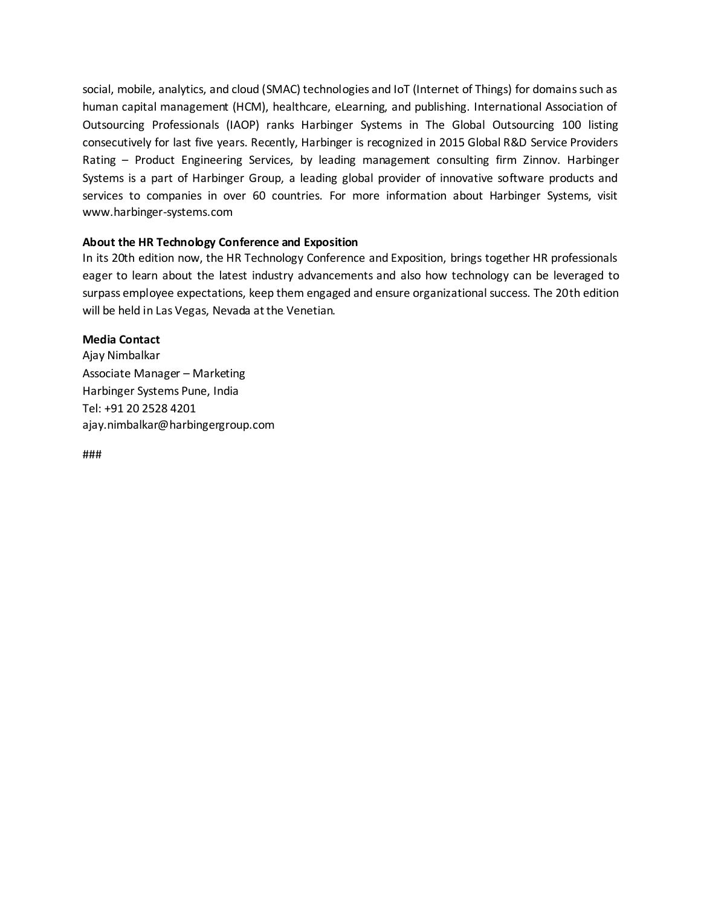social, mobile, analytics, and cloud (SMAC) technologies and IoT (Internet of Things) for domains such as human capital management (HCM), healthcare, eLearning, and publishing. International Association of Outsourcing Professionals (IAOP) ranks Harbinger Systems in The Global Outsourcing 100 listing consecutively for last five years. Recently, Harbinger is recognized in 2015 Global R&D Service Providers Rating – Product Engineering Services, by leading management consulting firm Zinnov. Harbinger Systems is a part of Harbinger Group, a leading global provider of innovative software products and services to companies in over 60 countries. For more information about Harbinger Systems, visit www.harbinger-systems.com

**About the HR Technology Conference and Exposition**
In its 20th edition now, the HR Technology Conference and Exposition, brings together HR professionals eager to learn about the latest industry advancements and also how technology can be leveraged to surpass employee expectations, keep them engaged and ensure organizational success. The 20th edition will be held in Las Vegas, Nevada at the Venetian.

**Media Contact**
Ajay Nimbalkar
Associate Manager – Marketing
Harbinger Systems Pune, India
Tel: +91 20 2528 4201
ajay.nimbalkar@harbingergroup.com

###